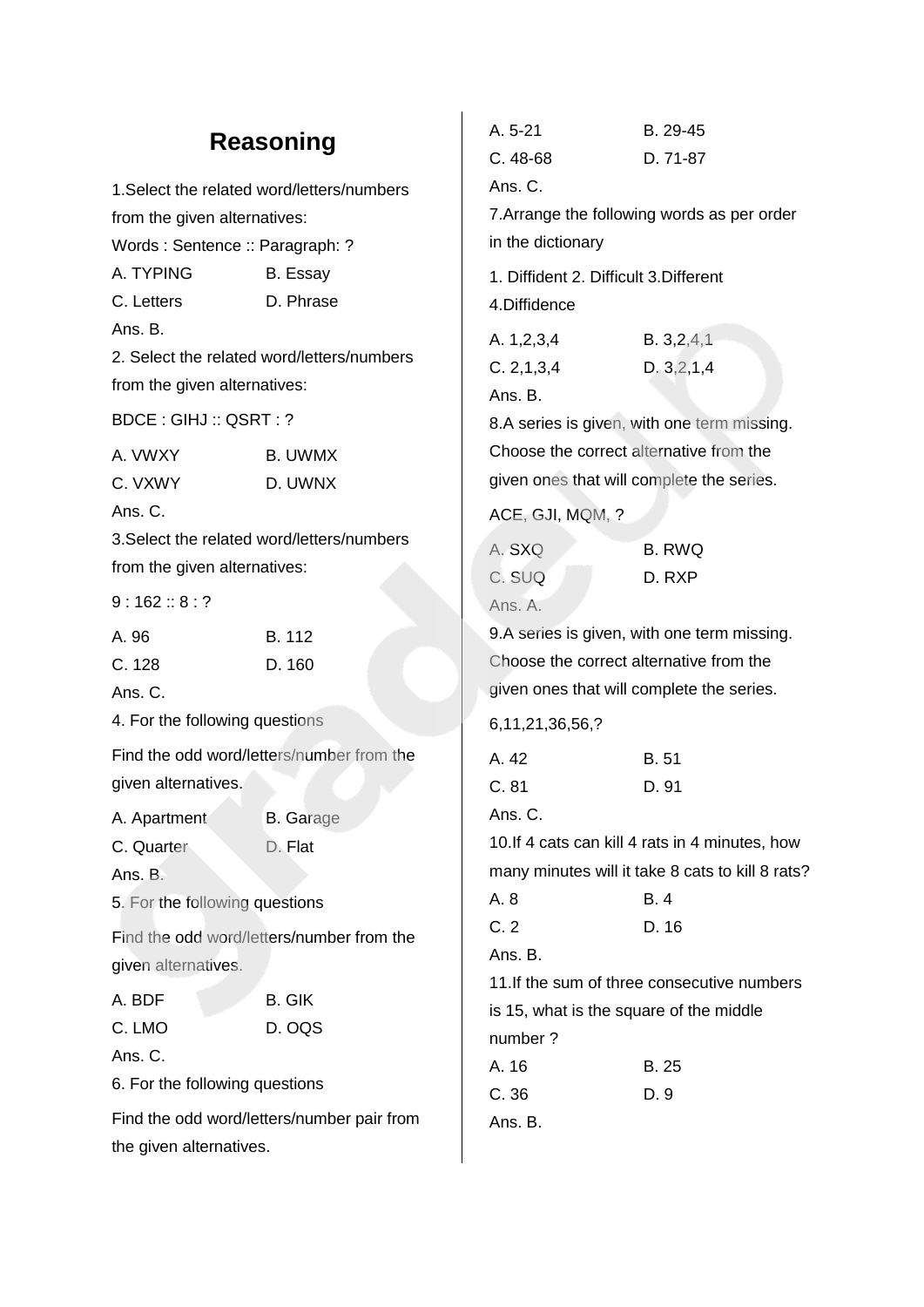# Reasoning

1.Select the related word/letters/numbers from the given alternatives:

Words : Sentence :: Paragraph: ?

A. TYPING B. Essay

C. Letters D. Phrase

Ans. B.

2. Select the related word/letters/numbers from the given alternatives:

BDCE : GIHJ :: QSRT : ?

A. VWXY B. UWMX

C. VXWY D. UWNX

Ans. C.

3.Select the related word/letters/numbers from the given alternatives:

9 : 162 :: 8 : ?

A. 96 B. 112

C. 128 D. 160

Ans. C.

4. For the following questions

Find the odd word/letters/number from the given alternatives.

A. Apartment B. Garage

C. Quarter D. Flat

Ans. B.

5. For the following questions

Find the odd word/letters/number from the given alternatives.

A. BDF B. GIK

C. LMO D. OQS

Ans. C.

6. For the following questions

Find the odd word/letters/number pair from the given alternatives.

A. 5-21 B. 29-45

C. 48-68 D. 71-87

Ans. C.

7.Arrange the following words as per order in the dictionary

1. Diffident 2. Difficult 3.Different 4.Diffidence

A. 1,2,3,4 B. 3,2,4,1

C. 2,1,3,4 D. 3,2,1,4

Ans. B.

8.A series is given, with one term missing. Choose the correct alternative from the given ones that will complete the series.

ACE, GJI, MQM, ?

A. SXQ B. RWQ

C. SUQ D. RXP

Ans. A.

9.A series is given, with one term missing. Choose the correct alternative from the given ones that will complete the series.

6,11,21,36,56,?

A. 42 B. 51

C. 81 D. 91

Ans. C.

10.If 4 cats can kill 4 rats in 4 minutes, how many minutes will it take 8 cats to kill 8 rats?

A. 8 B. 4

C. 2 D. 16

Ans. B.

11.If the sum of three consecutive numbers is 15, what is the square of the middle number ?

A. 16 B. 25

C. 36 D. 9

Ans. B.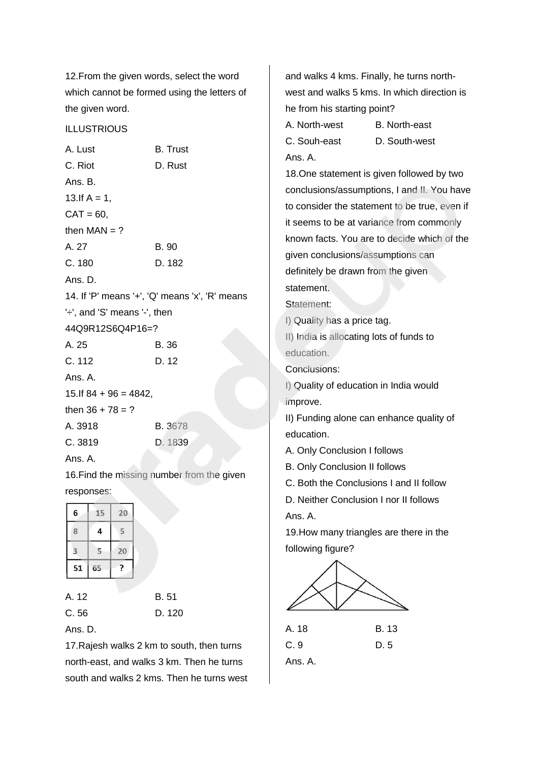12.From the given words, select the word which cannot be formed using the letters of the given word.

ILLUSTRIOUS

A. Lust B. Trust

C. Riot D. Rust

Ans. B.

13.If A = 1,

CAT = 60,

then MAN = ?

A. 27 B. 90

C. 180 D. 182

Ans. D.

14. If 'P' means '+', 'Q' means 'x', 'R' means '÷', and 'S' means '-', then

44Q9R12S6Q4P16=?

A. 25 B. 36

C. 112 D. 12

Ans. A.

15.If 84 + 96 = 4842,

then 36 + 78 = ?

A. 3918 B. 3678

C. 3819 D. 1839

Ans. A.

16.Find the missing number from the given responses:

| 6 | 15 | 20 |
|---|---|---|
| 8 | 4 | 5 |
| 3 | 5 | 20 |
| 51 | 65 | ? |

A. 12 B. 51

C. 56 D. 120

Ans. D.

17.Rajesh walks 2 km to south, then turns north-east, and walks 3 km. Then he turns south and walks 2 kms. Then he turns west and walks 4 kms. Finally, he turns north-west and walks 5 kms. In which direction is he from his starting point?

A. North-west B. North-east

C. Souh-east D. South-west

Ans. A.

18.One statement is given followed by two conclusions/assumptions, I and II. You have to consider the statement to be true, even if it seems to be at variance from commonly known facts. You are to decide which of the given conclusions/assumptions can definitely be drawn from the given statement.

Statement:

I) Quality has a price tag.

II) India is allocating lots of funds to education.

Conclusions:

I) Quality of education in India would improve.

II) Funding alone can enhance quality of education.

A. Only Conclusion I follows

B. Only Conclusion II follows

C. Both the Conclusions I and II follow

D. Neither Conclusion I nor II follows

Ans. A.

19.How many triangles are there in the following figure?

A. 18 B. 13

C. 9 D. 5

Ans. A.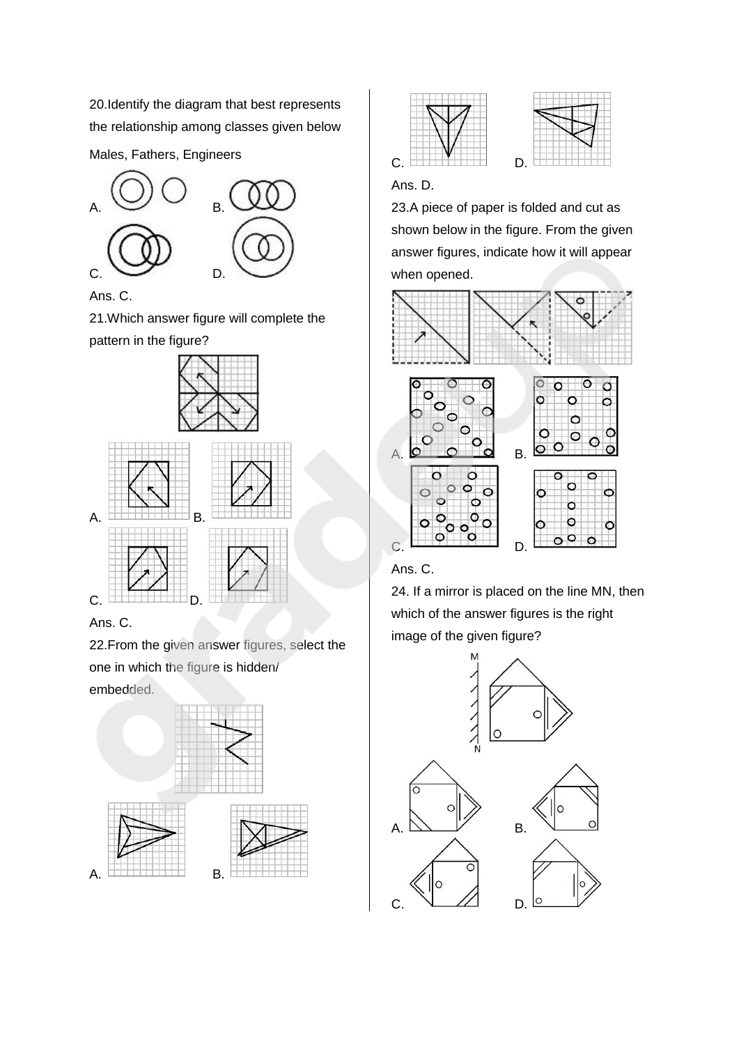20.Identify the diagram that best represents the relationship among classes given below

Males, Fathers, Engineers

A. B.

C. D.

Ans. C.

21.Which answer figure will complete the pattern in the figure?

A. B.

C. D.

Ans. C.

22.From the given answer figures, select the one in which the figure is hidden/ embedded.

A. B.

C. D.

Ans. D.

23.A piece of paper is folded and cut as shown below in the figure. From the given answer figures, indicate how it will appear when opened.

A. B.

C. D.

Ans. C.

24. If a mirror is placed on the line MN, then which of the answer figures is the right image of the given figure?

M

N

A. B.

C. D.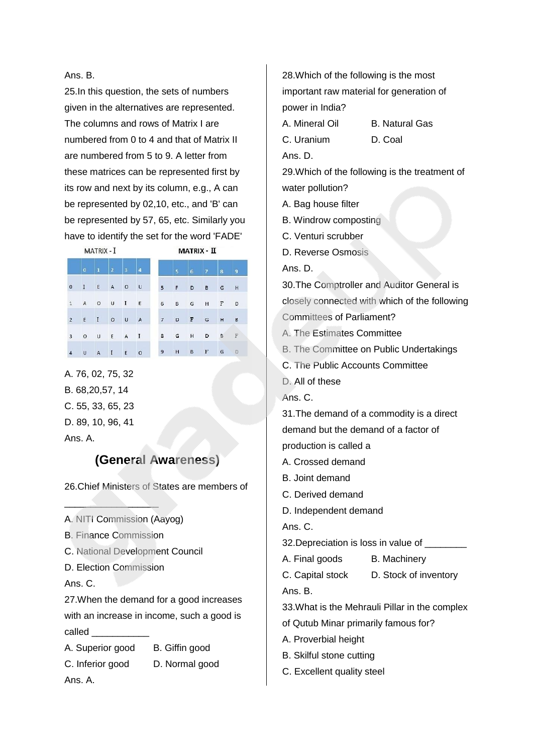Ans. B.

25.In this question, the sets of numbers given in the alternatives are represented. The columns and rows of Matrix I are numbered from 0 to 4 and that of Matrix II are numbered from 5 to 9. A letter from these matrices can be represented first by its row and next by its column, e.g., A can be represented by 02,10, etc., and 'B' can be represented by 57, 65, etc. Similarly you have to identify the set for the word 'FADE'

MATRIX - I

|   | 0 | 1 | 2 | 3 | 4 |
|---|---|---|---|---|---|
| 0 | I | E | A | O | U |
| 1 | A | O | U | I | E |
| 2 | E | I | O | U | A |
| 3 | O | U | E | A | I |
| 4 | U | A | I | E | O |

MATRIX - II

|   | 5 | 6 | 7 | 8 | 9 |
|---|---|---|---|---|---|
| 5 | F | D | B | G | H |
| 6 | B | G | H | F | D |
| 7 | D | F | G | H | B |
| 8 | G | H | D | B | F |
| 9 | H | B | F | G | D |

A. 76, 02, 75, 32

B. 68,20,57, 14

C. 55, 33, 65, 23

D. 89, 10, 96, 41

Ans. A.

## (General Awareness)

26.Chief Ministers of States are members of ________________

A. NITI Commission (Aayog)

B. Finance Commission

C. National Development Council

D. Election Commission

Ans. C.

27.When the demand for a good increases with an increase in income, such a good is called ___________

A. Superior good

B. Giffin good

C. Inferior good

D. Normal good

Ans. A.

28.Which of the following is the most important raw material for generation of power in India?

A. Mineral Oil

B. Natural Gas

C. Uranium

D. Coal

Ans. D.

29.Which of the following is the treatment of water pollution?

A. Bag house filter

B. Windrow composting

C. Venturi scrubber

D. Reverse Osmosis

Ans. D.

30.The Comptroller and Auditor General is closely connected with which of the following Committees of Parliament?

A. The Estimates Committee

B. The Committee on Public Undertakings

C. The Public Accounts Committee

D. All of these

Ans. C.

31.The demand of a commodity is a direct demand but the demand of a factor of production is called a

A. Crossed demand

B. Joint demand

C. Derived demand

D. Independent demand

Ans. C.

32.Depreciation is loss in value of ________

A. Final goods

B. Machinery

C. Capital stock

D. Stock of inventory

Ans. B.

33.What is the Mehrauli Pillar in the complex of Qutub Minar primarily famous for?

A. Proverbial height

B. Skilful stone cutting

C. Excellent quality steel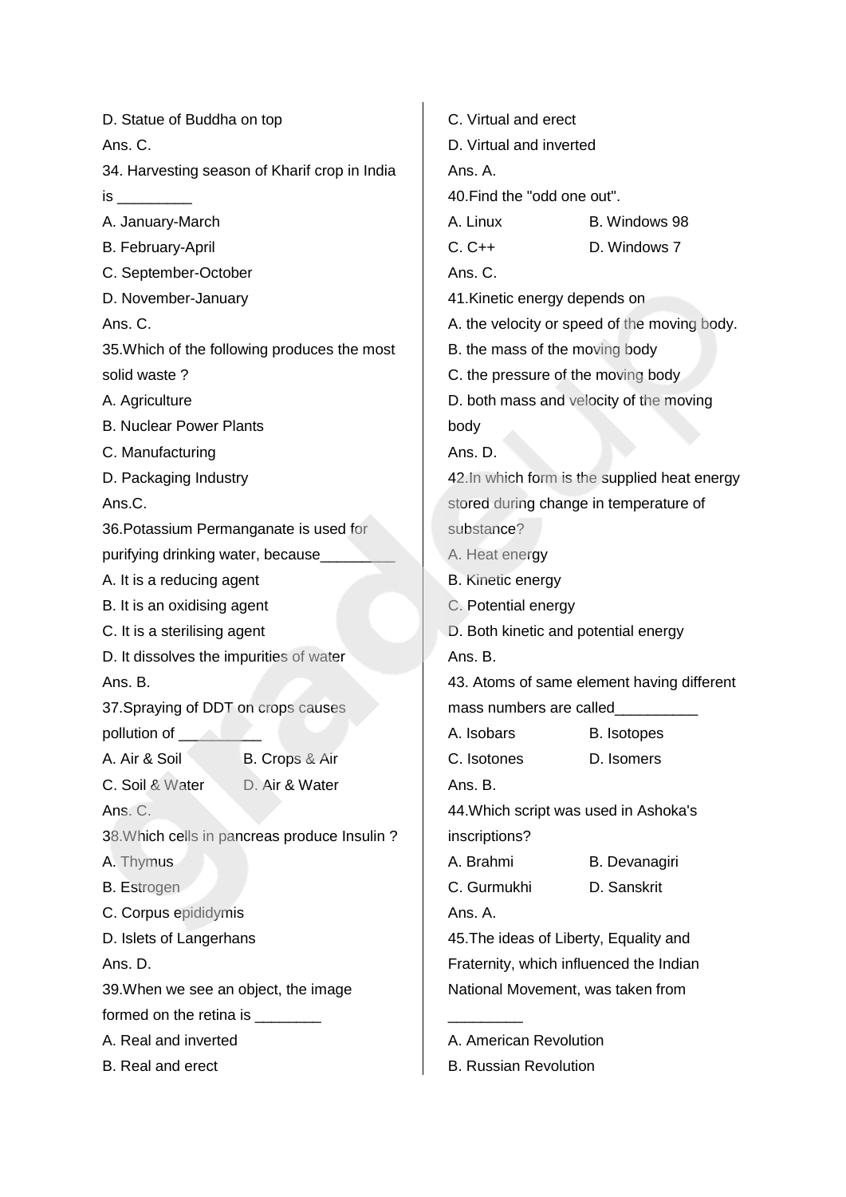D. Statue of Buddha on top

Ans. C.

34. Harvesting season of Kharif crop in India is _________

A. January-March

B. February-April

C. September-October

D. November-January

Ans. C.

35.Which of the following produces the most solid waste ?

A. Agriculture

B. Nuclear Power Plants

C. Manufacturing

D. Packaging Industry

Ans.C.

36.Potassium Permanganate is used for purifying drinking water, because_________

A. It is a reducing agent

B. It is an oxidising agent

C. It is a sterilising agent

D. It dissolves the impurities of water

Ans. B.

37.Spraying of DDT on crops causes pollution of __________

A. Air & Soil    B. Crops & Air

C. Soil & Water    D. Air & Water

Ans. C.

38.Which cells in pancreas produce Insulin ?

A. Thymus

B. Estrogen

C. Corpus epididymis

D. Islets of Langerhans

Ans. D.

39.When we see an object, the image formed on the retina is ________

A. Real and inverted

B. Real and erect

C. Virtual and erect

D. Virtual and inverted

Ans. A.

40.Find the "odd one out".

A. Linux    B. Windows 98

C. C++    D. Windows 7

Ans. C.

41.Kinetic energy depends on

A. the velocity or speed of the moving body.

B. the mass of the moving body

C. the pressure of the moving body

D. both mass and velocity of the moving body

Ans. D.

42.In which form is the supplied heat energy stored during change in temperature of substance?

A. Heat energy

B. Kinetic energy

C. Potential energy

D. Both kinetic and potential energy

Ans. B.

43. Atoms of same element having different mass numbers are called__________

A. Isobars    B. Isotopes

C. Isotones    D. Isomers

Ans. B.

44.Which script was used in Ashoka's inscriptions?

A. Brahmi    B. Devanagiri

C. Gurmukhi    D. Sanskrit

Ans. A.

45.The ideas of Liberty, Equality and Fraternity, which influenced the Indian National Movement, was taken from _________

A. American Revolution

B. Russian Revolution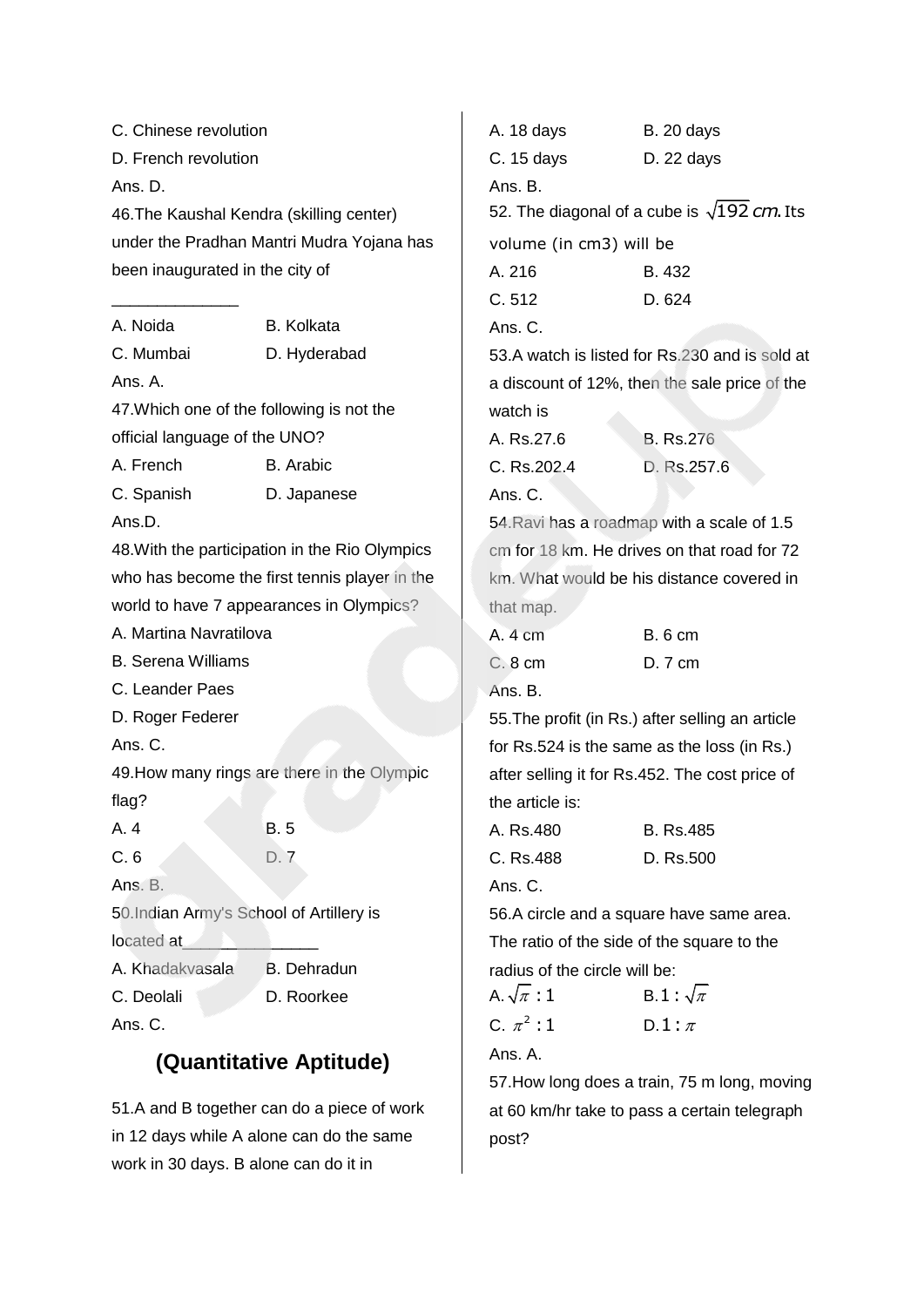C. Chinese revolution

D. French revolution

Ans. D.

46.The Kaushal Kendra (skilling center) under the Pradhan Mantri Mudra Yojana has been inaugurated in the city of ______________

A. Noida B. Kolkata

C. Mumbai D. Hyderabad

Ans. A.

47.Which one of the following is not the official language of the UNO?

A. French B. Arabic

C. Spanish D. Japanese

Ans.D.

48.With the participation in the Rio Olympics who has become the first tennis player in the world to have 7 appearances in Olympics?

A. Martina Navratilova

B. Serena Williams

C. Leander Paes

D. Roger Federer

Ans. C.

49.How many rings are there in the Olympic flag?

A. 4 B. 5

C. 6 D. 7

Ans. B.

50.Indian Army's School of Artillery is located at_______________

A. Khadakvasala B. Dehradun

C. Deolali D. Roorkee

Ans. C.

## (Quantitative Aptitude)

51.A and B together can do a piece of work in 12 days while A alone can do the same work in 30 days. B alone can do it in

A. 18 days B. 20 days

C. 15 days D. 22 days

Ans. B.

52. The diagonal of a cube is $\sqrt{192}$ *cm.* Its volume (in cm3) will be

A. 216 B. 432

C. 512 D. 624

Ans. C.

53.A watch is listed for Rs.230 and is sold at a discount of 12%, then the sale price of the watch is

A. Rs.27.6 B. Rs.276

C. Rs.202.4 D. Rs.257.6

Ans. C.

54.Ravi has a roadmap with a scale of 1.5 cm for 18 km. He drives on that road for 72 km. What would be his distance covered in that map.

A. 4 cm B. 6 cm

C. 8 cm D. 7 cm

Ans. B.

55.The profit (in Rs.) after selling an article for Rs.524 is the same as the loss (in Rs.) after selling it for Rs.452. The cost price of the article is:

A. Rs.480 B. Rs.485

C. Rs.488 D. Rs.500

Ans. C.

56.A circle and a square have same area. The ratio of the side of the square to the radius of the circle will be:

A. $\sqrt{\pi} : 1$ B. $1 : \sqrt{\pi}$

C. $\pi^2 : 1$ D. $1 : \pi$

Ans. A.

57.How long does a train, 75 m long, moving at 60 km/hr take to pass a certain telegraph post?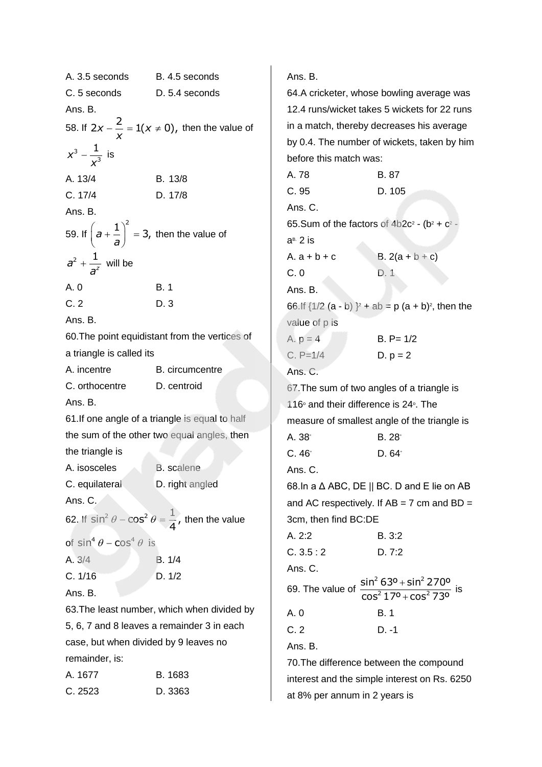A. 3.5 seconds B. 4.5 seconds

C. 5 seconds D. 5.4 seconds

Ans. B.

58. If $2x - \frac{2}{x} = 1 (x \neq 0)$, then the value of $x^3 - \frac{1}{x^3}$ is

A. 13/4 B. 13/8

C. 17/4 D. 17/8

Ans. B.

59. If $\left(a + \frac{1}{a}\right)^2 = 3$, then the value of $a^2 + \frac{1}{a^z}$ will be

A. 0 B. 1

C. 2 D. 3

Ans. B.

60.The point equidistant from the vertices of a triangle is called its

A. incentre B. circumcentre

C. orthocentre D. centroid

Ans. B.

61.If one angle of a triangle is equal to half the sum of the other two equal angles, then the triangle is

A. isosceles B. scalene

C. equilateral D. right angled

Ans. C.

62. If $\sin^2\theta - \cos^2\theta = \frac{1}{4}$, then the value of $\sin^4\theta - \cos^4\theta$ is

A. 3/4 B. 1/4

C. 1/16 D. 1/2

Ans. B.

63.The least number, which when divided by 5, 6, 7 and 8 leaves a remainder 3 in each case, but when divided by 9 leaves no remainder, is:

A. 1677 B. 1683

C. 2523 D. 3363

Ans. B.

64.A cricketer, whose bowling average was 12.4 runs/wicket takes 5 wickets for 22 runs in a match, thereby decreases his average by 0.4. The number of wickets, taken by him before this match was:

A. 78 B. 87

C. 95 D. 105

Ans. C.

65.Sum of the factors of $4b2c^2$ - ($b^2 + c^2 - a^{B.}$ 2 is

A. a + b + c B. 2(a + b + c)

C. 0 D. 1

Ans. B.

66.If {1/2 (a - b) }$^2$ + ab = p $(a + b)^2$, then the value of p is

A. p = 4 B. P= 1/2

C. P=1/4 D. p = 2

Ans. C.

67.The sum of two angles of a triangle is $116^\circ$ and their difference is $24^\circ$. The measure of smallest angle of the triangle is

A. $38^\circ$ B. $28^\circ$

C. $46^\circ$ D. $64^\circ$

Ans. C.

68.In a Δ ABC, DE || BC. D and E lie on AB and AC respectively. If AB = 7 cm and BD = 3cm, then find BC:DE

A. 2:2 B. 3:2

C. 3.5 : 2 D. 7:2

Ans. C.

69. The value of $\frac{\sin^2 63^\circ + \sin^2 270^\circ}{\cos^2 17^\circ + \cos^2 73^\circ}$ is

A. 0 B. 1

C. 2 D. -1

Ans. B.

70.The difference between the compound interest and the simple interest on Rs. 6250 at 8% per annum in 2 years is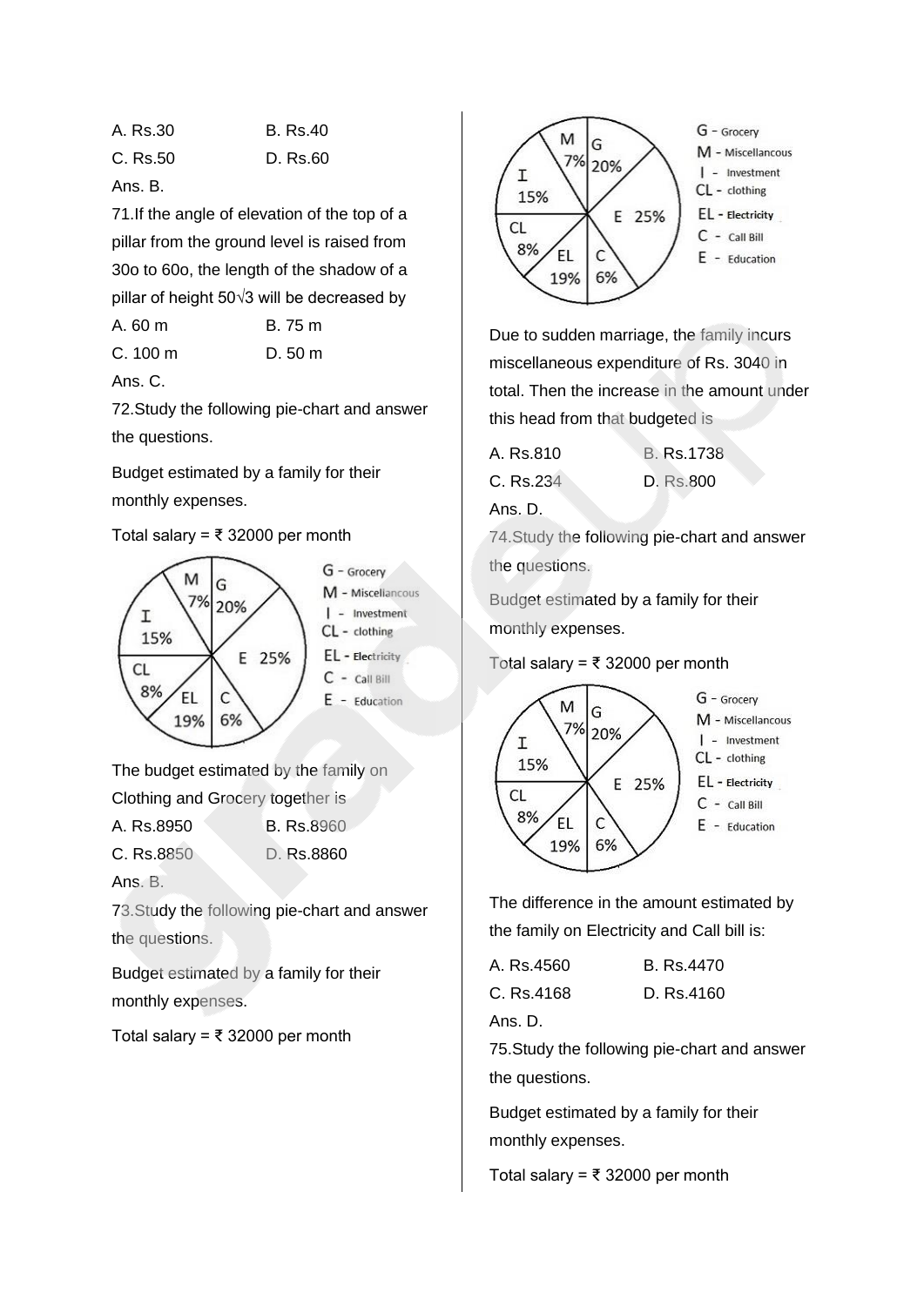A. Rs.30 B. Rs.40

C. Rs.50 D. Rs.60

Ans. B.

71.If the angle of elevation of the top of a pillar from the ground level is raised from 30o to 60o, the length of the shadow of a pillar of height 50√3 will be decreased by

A. 60 m B. 75 m

C. 100 m D. 50 m

Ans. C.

72.Study the following pie-chart and answer the questions.

Budget estimated by a family for their monthly expenses.

Total salary = ₹ 32000 per month

The budget estimated by the family on Clothing and Grocery together is

A. Rs.8950 B. Rs.8960

C. Rs.8850 D. Rs.8860

Ans. B.

73.Study the following pie-chart and answer the questions.

Budget estimated by a family for their monthly expenses.

Total salary = ₹ 32000 per month

Due to sudden marriage, the family incurs miscellaneous expenditure of Rs. 3040 in total. Then the increase in the amount under this head from that budgeted is

A. Rs.810 B. Rs.1738

C. Rs.234 D. Rs.800

Ans. D.

74.Study the following pie-chart and answer the questions.

Budget estimated by a family for their monthly expenses.

Total salary = ₹ 32000 per month

The difference in the amount estimated by the family on Electricity and Call bill is:

A. Rs.4560 B. Rs.4470

C. Rs.4168 D. Rs.4160

Ans. D.

75.Study the following pie-chart and answer the questions.

Budget estimated by a family for their monthly expenses.

Total salary = ₹ 32000 per month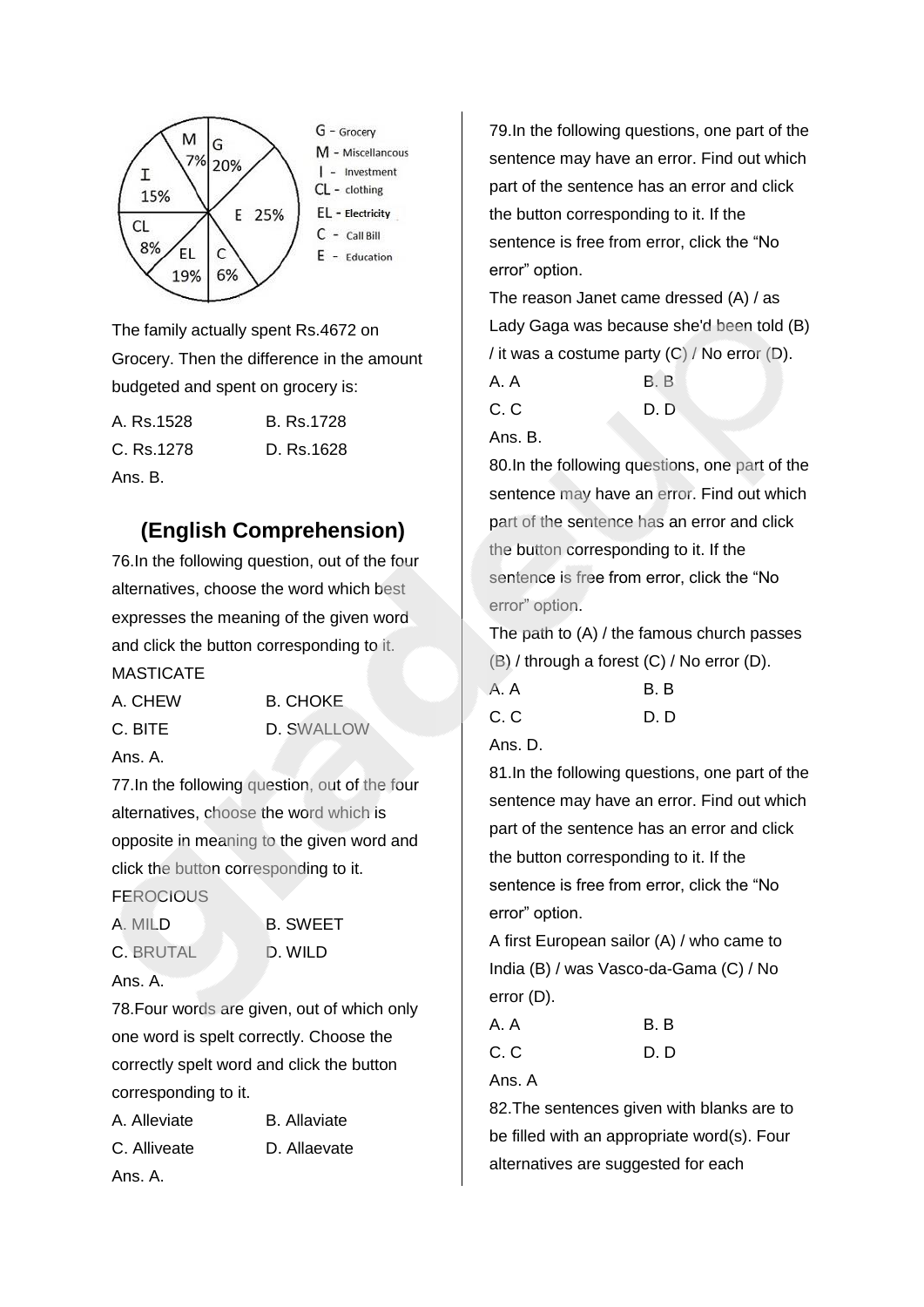G - Grocery
M - Miscellaneous
I - Investment
CL - clothing
EL - Electricity
C - Call Bill
E - Education

M 7%, G 20%, E 25%, C 6%, EL 19%, CL 8%, I 15%

The family actually spent Rs.4672 on Grocery. Then the difference in the amount budgeted and spent on grocery is:

A. Rs.1528 B. Rs.1728

C. Rs.1278 D. Rs.1628

Ans. B.

## (English Comprehension)

76.In the following question, out of the four alternatives, choose the word which best expresses the meaning of the given word and click the button corresponding to it.

MASTICATE

A. CHEW B. CHOKE

C. BITE D. SWALLOW

Ans. A.

77.In the following question, out of the four alternatives, choose the word which is opposite in meaning to the given word and click the button corresponding to it.

FEROCIOUS

A. MILD B. SWEET

C. BRUTAL D. WILD

Ans. A.

78.Four words are given, out of which only one word is spelt correctly. Choose the correctly spelt word and click the button corresponding to it.

A. Alleviate B. Allaviate

C. Alliveate D. Allaevate

Ans. A.

79.In the following questions, one part of the sentence may have an error. Find out which part of the sentence has an error and click the button corresponding to it. If the sentence is free from error, click the "No error" option.

The reason Janet came dressed (A) / as Lady Gaga was because she'd been told (B) / it was a costume party (C) / No error (D).

A. A B. B

C. C D. D

Ans. B.

80.In the following questions, one part of the sentence may have an error. Find out which part of the sentence has an error and click the button corresponding to it. If the sentence is free from error, click the "No error" option.

The path to (A) / the famous church passes (B) / through a forest (C) / No error (D).

A. A B. B

C. C D. D

Ans. D.

81.In the following questions, one part of the sentence may have an error. Find out which part of the sentence has an error and click the button corresponding to it. If the sentence is free from error, click the "No error" option.

A first European sailor (A) / who came to India (B) / was Vasco-da-Gama (C) / No error (D).

A. A B. B

C. C D. D

Ans. A

82.The sentences given with blanks are to be filled with an appropriate word(s). Four alternatives are suggested for each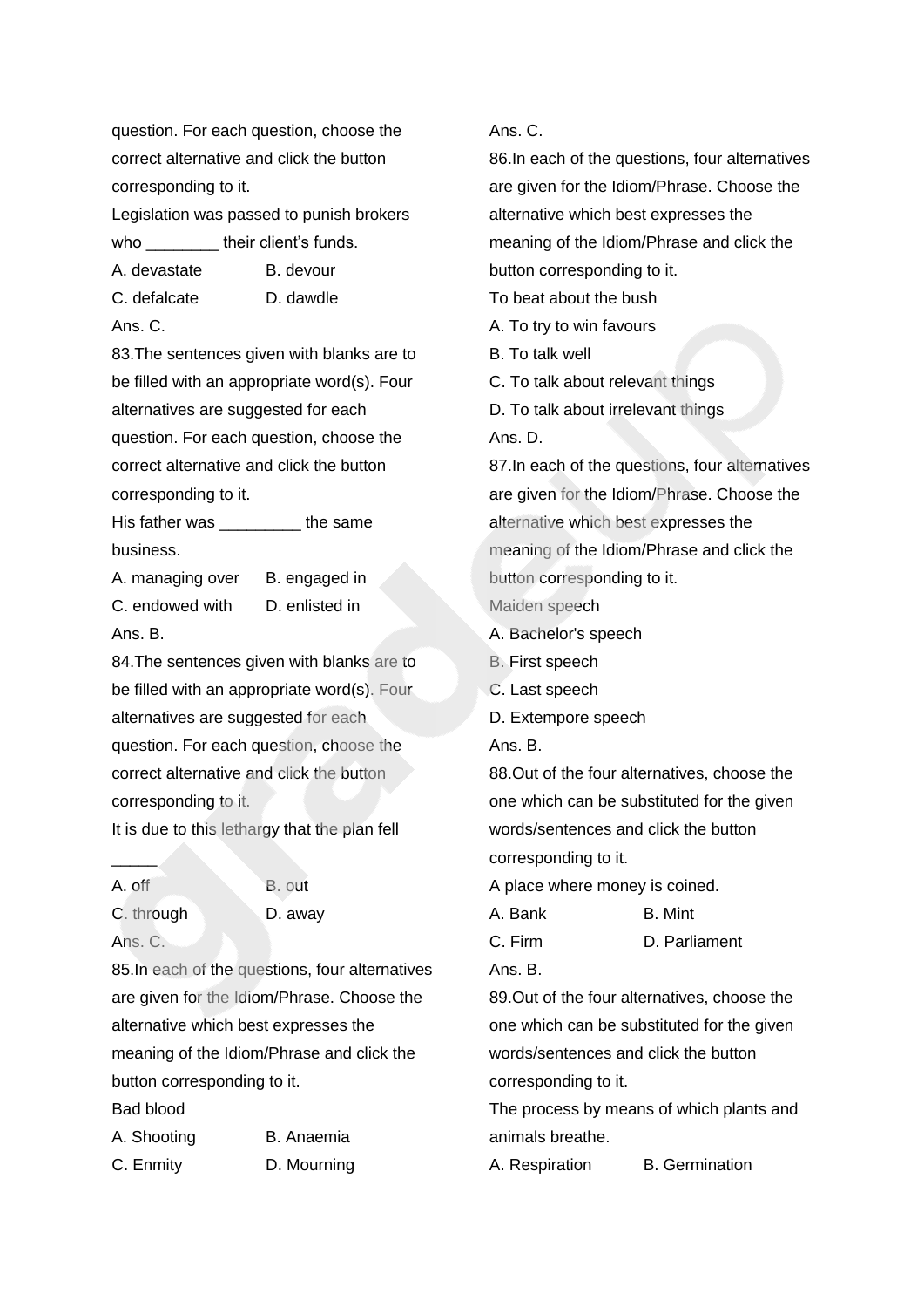question. For each question, choose the correct alternative and click the button corresponding to it.

Legislation was passed to punish brokers who ________ their client's funds.

A. devastate B. devour

C. defalcate D. dawdle

Ans. C.

83.The sentences given with blanks are to be filled with an appropriate word(s). Four alternatives are suggested for each question. For each question, choose the correct alternative and click the button corresponding to it.

His father was _________ the same business.

A. managing over B. engaged in

C. endowed with D. enlisted in

Ans. B.

84.The sentences given with blanks are to be filled with an appropriate word(s). Four alternatives are suggested for each question. For each question, choose the correct alternative and click the button corresponding to it.

It is due to this lethargy that the plan fell _____

A. off B. out

C. through D. away

Ans. C.

85.In each of the questions, four alternatives are given for the Idiom/Phrase. Choose the alternative which best expresses the meaning of the Idiom/Phrase and click the button corresponding to it.

Bad blood

A. Shooting B. Anaemia

C. Enmity D. Mourning

Ans. C.

86.In each of the questions, four alternatives are given for the Idiom/Phrase. Choose the alternative which best expresses the meaning of the Idiom/Phrase and click the button corresponding to it.

To beat about the bush

A. To try to win favours

B. To talk well

C. To talk about relevant things

D. To talk about irrelevant things

Ans. D.

87.In each of the questions, four alternatives are given for the Idiom/Phrase. Choose the alternative which best expresses the meaning of the Idiom/Phrase and click the button corresponding to it.

Maiden speech

A. Bachelor's speech

B. First speech

C. Last speech

D. Extempore speech

Ans. B.

88.Out of the four alternatives, choose the one which can be substituted for the given words/sentences and click the button corresponding to it.

A place where money is coined.

A. Bank B. Mint

C. Firm D. Parliament

Ans. B.

89.Out of the four alternatives, choose the one which can be substituted for the given words/sentences and click the button corresponding to it.

The process by means of which plants and animals breathe.

A. Respiration B. Germination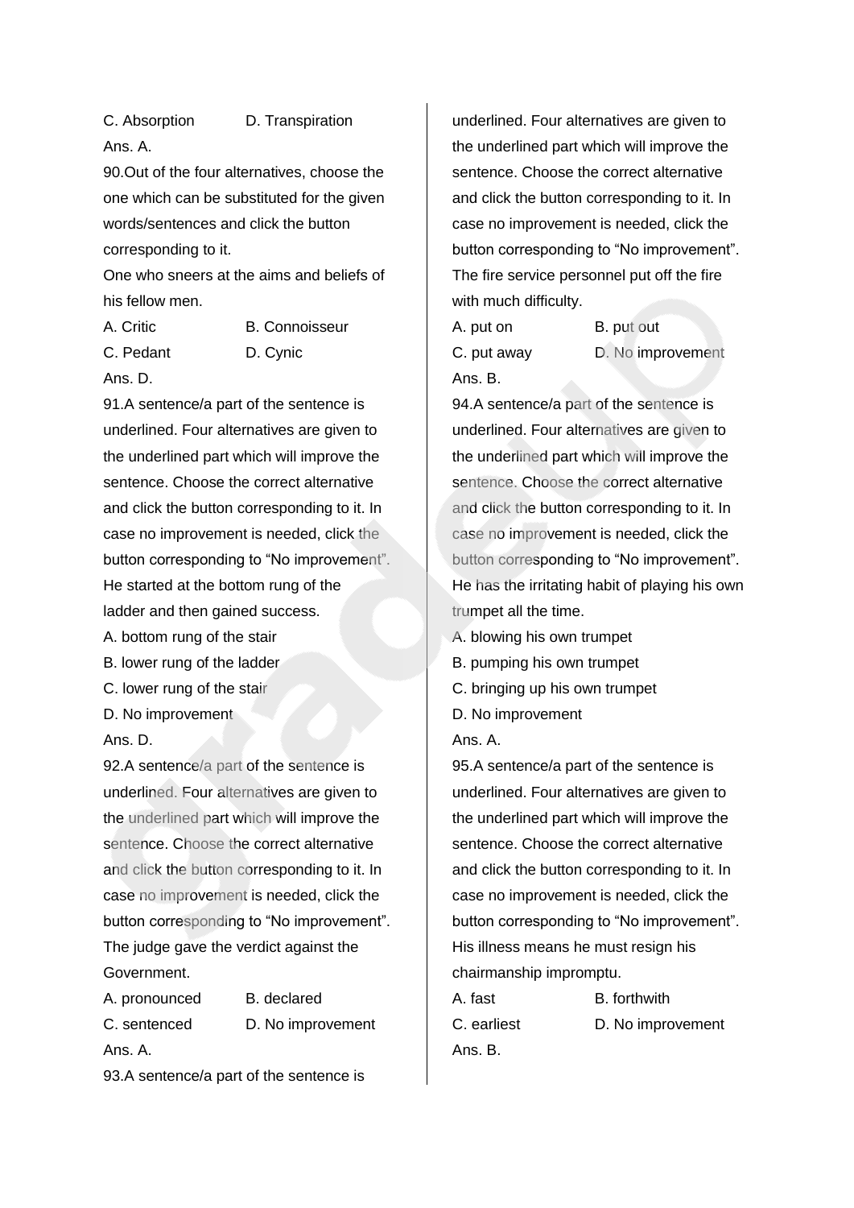C. Absorption D. Transpiration

Ans. A.

90.Out of the four alternatives, choose the one which can be substituted for the given words/sentences and click the button corresponding to it.

One who sneers at the aims and beliefs of his fellow men.

A. Critic B. Connoisseur

C. Pedant D. Cynic

Ans. D.

91.A sentence/a part of the sentence is underlined. Four alternatives are given to the underlined part which will improve the sentence. Choose the correct alternative and click the button corresponding to it. In case no improvement is needed, click the button corresponding to “No improvement”.

He started at the bottom rung of the ladder and then gained success.

A. bottom rung of the stair

B. lower rung of the ladder

C. lower rung of the stair

D. No improvement

Ans. D.

92.A sentence/a part of the sentence is underlined. Four alternatives are given to the underlined part which will improve the sentence. Choose the correct alternative and click the button corresponding to it. In case no improvement is needed, click the button corresponding to “No improvement”.

The judge gave the verdict against the Government.

A. pronounced B. declared

C. sentenced D. No improvement

Ans. A.

93.A sentence/a part of the sentence is underlined. Four alternatives are given to the underlined part which will improve the sentence. Choose the correct alternative and click the button corresponding to it. In case no improvement is needed, click the button corresponding to “No improvement”.

The fire service personnel put off the fire with much difficulty.

A. put on B. put out

C. put away D. No improvement

Ans. B.

94.A sentence/a part of the sentence is underlined. Four alternatives are given to the underlined part which will improve the sentence. Choose the correct alternative and click the button corresponding to it. In case no improvement is needed, click the button corresponding to “No improvement”.

He has the irritating habit of playing his own trumpet all the time.

A. blowing his own trumpet

B. pumping his own trumpet

C. bringing up his own trumpet

D. No improvement

Ans. A.

95.A sentence/a part of the sentence is underlined. Four alternatives are given to the underlined part which will improve the sentence. Choose the correct alternative and click the button corresponding to it. In case no improvement is needed, click the button corresponding to “No improvement”.

His illness means he must resign his chairmanship impromptu.

A. fast B. forthwith

C. earliest D. No improvement

Ans. B.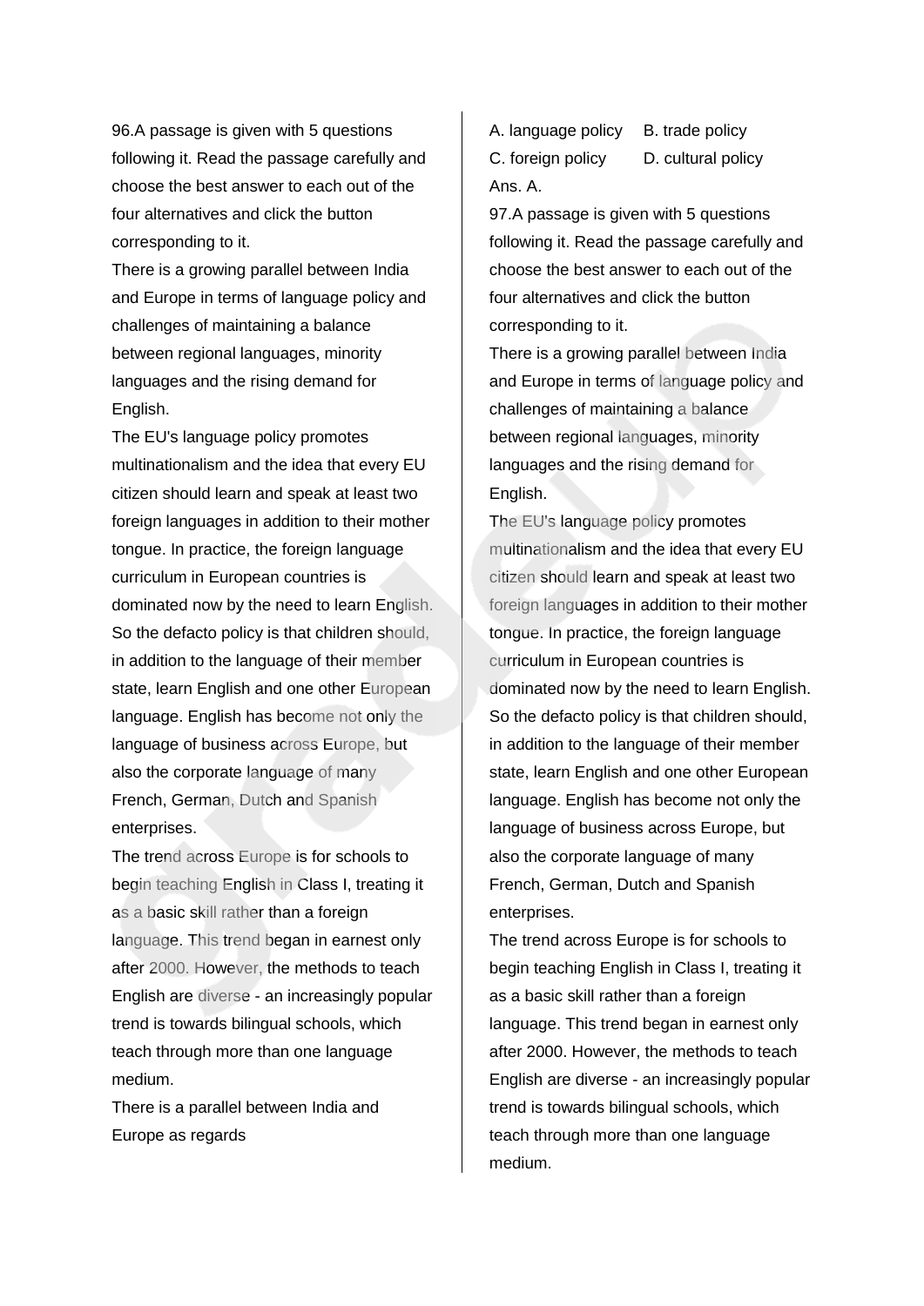96.A passage is given with 5 questions following it. Read the passage carefully and choose the best answer to each out of the four alternatives and click the button corresponding to it.

There is a growing parallel between India and Europe in terms of language policy and challenges of maintaining a balance between regional languages, minority languages and the rising demand for English.

The EU's language policy promotes multinationalism and the idea that every EU citizen should learn and speak at least two foreign languages in addition to their mother tongue. In practice, the foreign language curriculum in European countries is dominated now by the need to learn English. So the defacto policy is that children should, in addition to the language of their member state, learn English and one other European language. English has become not only the language of business across Europe, but also the corporate language of many French, German, Dutch and Spanish enterprises.

The trend across Europe is for schools to begin teaching English in Class I, treating it as a basic skill rather than a foreign language. This trend began in earnest only after 2000. However, the methods to teach English are diverse - an increasingly popular trend is towards bilingual schools, which teach through more than one language medium.

There is a parallel between India and Europe as regards

A. language policy B. trade policy

C. foreign policy D. cultural policy

Ans. A.

97.A passage is given with 5 questions following it. Read the passage carefully and choose the best answer to each out of the four alternatives and click the button corresponding to it.

There is a growing parallel between India and Europe in terms of language policy and challenges of maintaining a balance between regional languages, minority languages and the rising demand for English.

The EU's language policy promotes multinationalism and the idea that every EU citizen should learn and speak at least two foreign languages in addition to their mother tongue. In practice, the foreign language curriculum in European countries is dominated now by the need to learn English. So the defacto policy is that children should, in addition to the language of their member state, learn English and one other European language. English has become not only the language of business across Europe, but also the corporate language of many French, German, Dutch and Spanish enterprises.

The trend across Europe is for schools to begin teaching English in Class I, treating it as a basic skill rather than a foreign language. This trend began in earnest only after 2000. However, the methods to teach English are diverse - an increasingly popular trend is towards bilingual schools, which teach through more than one language medium.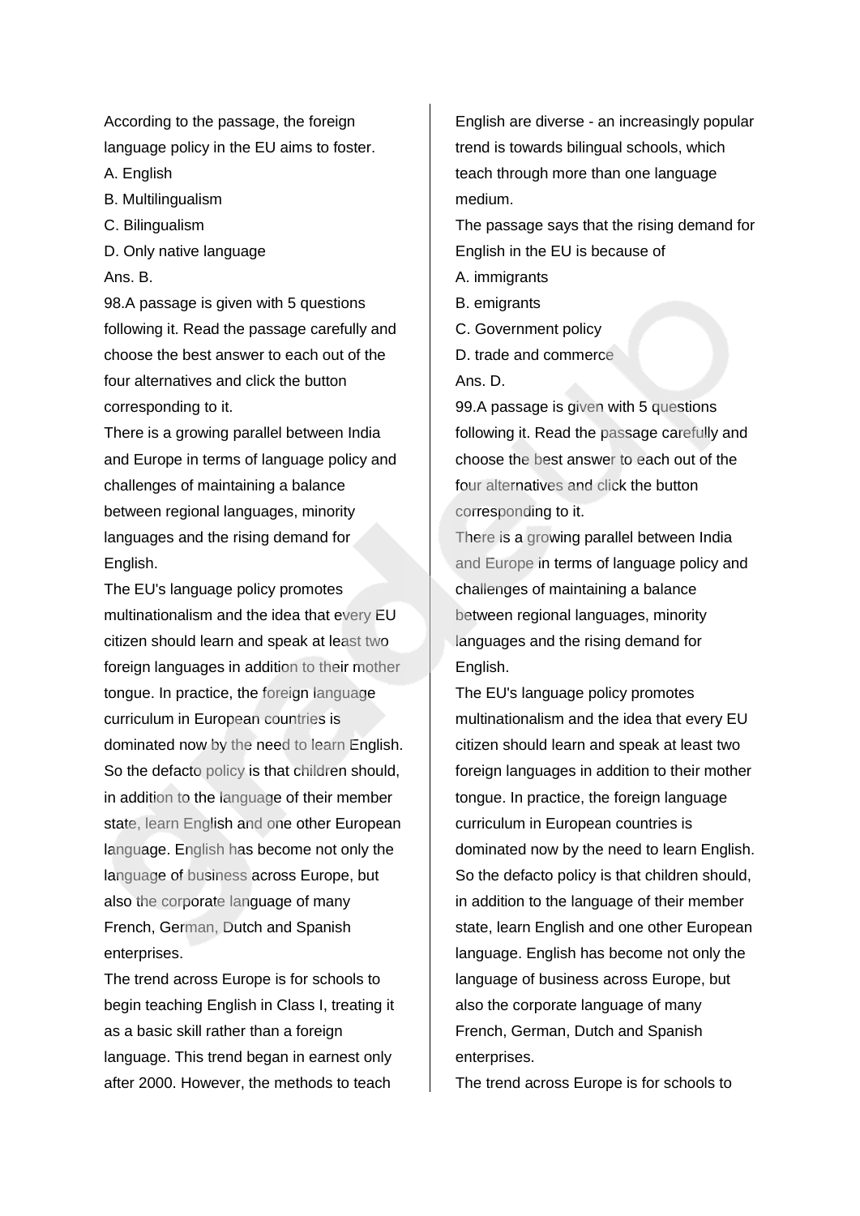According to the passage, the foreign language policy in the EU aims to foster.

A. English

B. Multilingualism

C. Bilingualism

D. Only native language

Ans. B.

98.A passage is given with 5 questions following it. Read the passage carefully and choose the best answer to each out of the four alternatives and click the button corresponding to it.

There is a growing parallel between India and Europe in terms of language policy and challenges of maintaining a balance between regional languages, minority languages and the rising demand for English.

The EU's language policy promotes multinationalism and the idea that every EU citizen should learn and speak at least two foreign languages in addition to their mother tongue. In practice, the foreign language curriculum in European countries is dominated now by the need to learn English. So the defacto policy is that children should, in addition to the language of their member state, learn English and one other European language. English has become not only the language of business across Europe, but also the corporate language of many French, German, Dutch and Spanish enterprises.

The trend across Europe is for schools to begin teaching English in Class I, treating it as a basic skill rather than a foreign language. This trend began in earnest only after 2000. However, the methods to teach English are diverse - an increasingly popular trend is towards bilingual schools, which teach through more than one language medium.

The passage says that the rising demand for English in the EU is because of

A. immigrants

B. emigrants

C. Government policy

D. trade and commerce

Ans. D.

99.A passage is given with 5 questions following it. Read the passage carefully and choose the best answer to each out of the four alternatives and click the button corresponding to it.

There is a growing parallel between India and Europe in terms of language policy and challenges of maintaining a balance between regional languages, minority languages and the rising demand for English.

The EU's language policy promotes multinationalism and the idea that every EU citizen should learn and speak at least two foreign languages in addition to their mother tongue. In practice, the foreign language curriculum in European countries is dominated now by the need to learn English. So the defacto policy is that children should, in addition to the language of their member state, learn English and one other European language. English has become not only the language of business across Europe, but also the corporate language of many French, German, Dutch and Spanish enterprises.

The trend across Europe is for schools to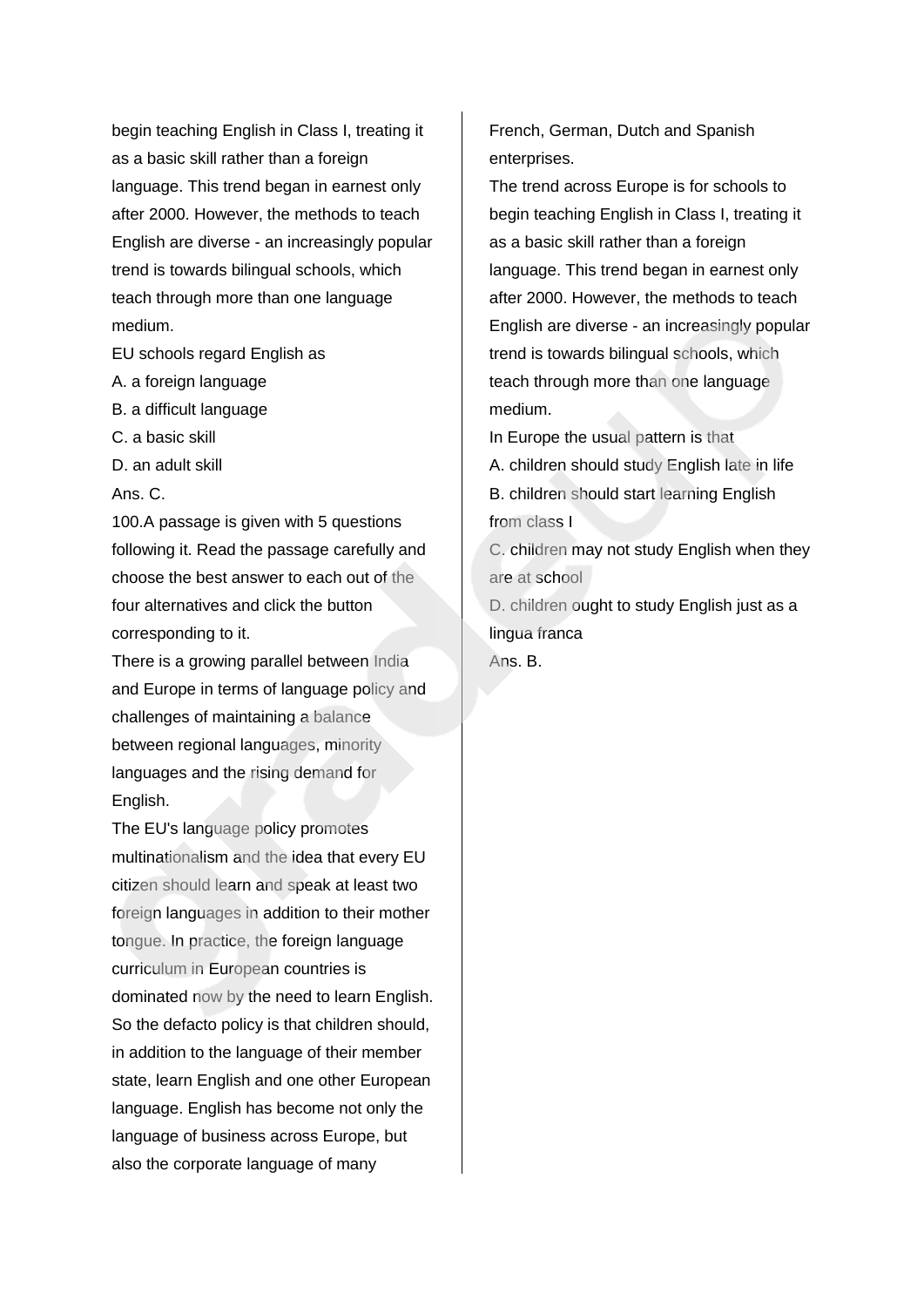begin teaching English in Class I, treating it as a basic skill rather than a foreign language. This trend began in earnest only after 2000. However, the methods to teach English are diverse - an increasingly popular trend is towards bilingual schools, which teach through more than one language medium.

EU schools regard English as

A. a foreign language

B. a difficult language

C. a basic skill

D. an adult skill

Ans. C.

100.A passage is given with 5 questions following it. Read the passage carefully and choose the best answer to each out of the four alternatives and click the button corresponding to it.

There is a growing parallel between India and Europe in terms of language policy and challenges of maintaining a balance between regional languages, minority languages and the rising demand for English.

The EU's language policy promotes multinationalism and the idea that every EU citizen should learn and speak at least two foreign languages in addition to their mother tongue. In practice, the foreign language curriculum in European countries is dominated now by the need to learn English. So the defacto policy is that children should, in addition to the language of their member state, learn English and one other European language. English has become not only the language of business across Europe, but also the corporate language of many French, German, Dutch and Spanish enterprises.

The trend across Europe is for schools to begin teaching English in Class I, treating it as a basic skill rather than a foreign language. This trend began in earnest only after 2000. However, the methods to teach English are diverse - an increasingly popular trend is towards bilingual schools, which teach through more than one language medium.

In Europe the usual pattern is that

A. children should study English late in life

B. children should start learning English from class I

C. children may not study English when they are at school

D. children ought to study English just as a lingua franca

Ans. B.